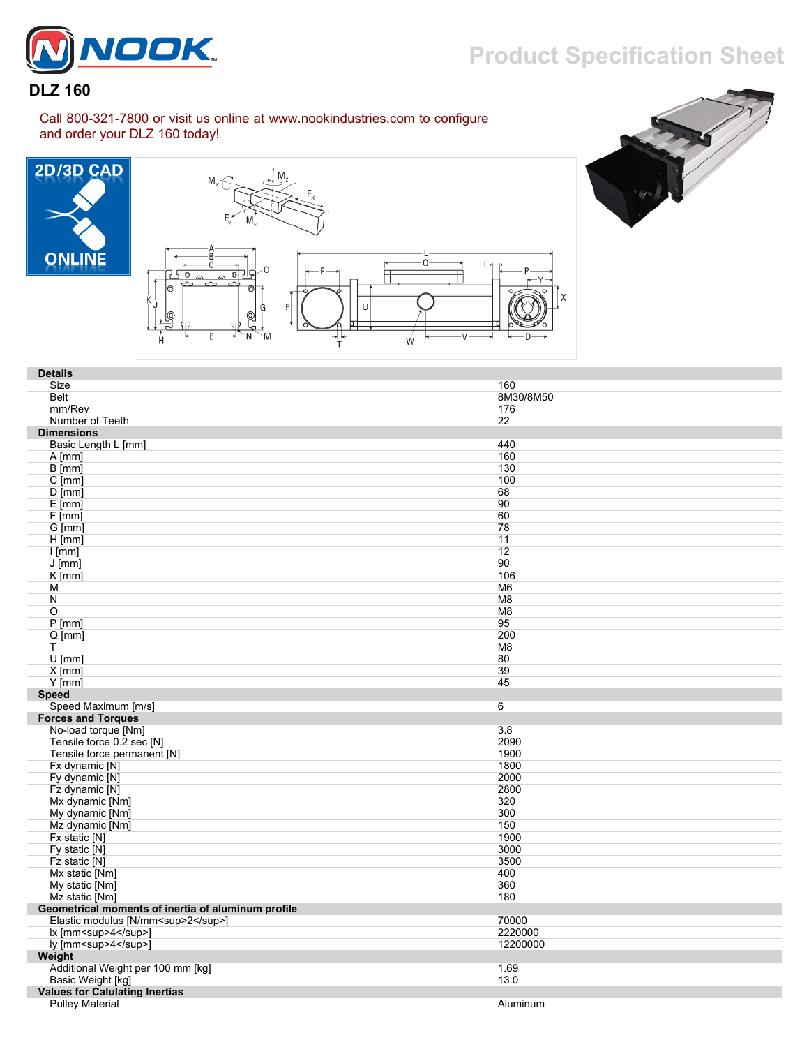Product Specification Sheet

# DLZ 160

Call 800-321-7800 or visit us online at www.nookindustries.com to configure and order your DLZ 160 today!

2D/3D CAD ONLINE

| Details | |
|---|---|
| Size | 160 |
| Belt | 8M30/8M50 |
| mm/Rev | 176 |
| Number of Teeth | 22 |
| **Dimensions** | |
| Basic Length L [mm] | 440 |
| A [mm] | 160 |
| B [mm] | 130 |
| C [mm] | 100 |
| D [mm] | 68 |
| E [mm] | 90 |
| F [mm] | 60 |
| G [mm] | 78 |
| H [mm] | 11 |
| I [mm] | 12 |
| J [mm] | 90 |
| K [mm] | 106 |
| M | M6 |
| N | M8 |
| O | M8 |
| P [mm] | 95 |
| Q [mm] | 200 |
| T | M8 |
| U [mm] | 80 |
| X [mm] | 39 |
| Y [mm] | 45 |
| **Speed** | |
| Speed Maximum [m/s] | 6 |
| **Forces and Torques** | |
| No-load torque [Nm] | 3.8 |
| Tensile force 0.2 sec [N] | 2090 |
| Tensile force permanent [N] | 1900 |
| Fx dynamic [N] | 1800 |
| Fy dynamic [N] | 2000 |
| Fz dynamic [N] | 2800 |
| Mx dynamic [Nm] | 320 |
| My dynamic [Nm] | 300 |
| Mz dynamic [Nm] | 150 |
| Fx static [N] | 1900 |
| Fy static [N] | 3000 |
| Fz static [N] | 3500 |
| Mx static [Nm] | 400 |
| My static [Nm] | 360 |
| Mz static [Nm] | 180 |
| **Geometrical moments of inertia of aluminum profile** | |
| Elastic modulus [N/mm<sup>2</sup>] | 70000 |
| Ix [mm<sup>4</sup>] | 2220000 |
| Iy [mm<sup>4</sup>] | 12200000 |
| **Weight** | |
| Additional Weight per 100 mm [kg] | 1.69 |
| Basic Weight [kg] | 13.0 |
| **Values for Calulating Inertias** | |
| Pulley Material | Aluminum |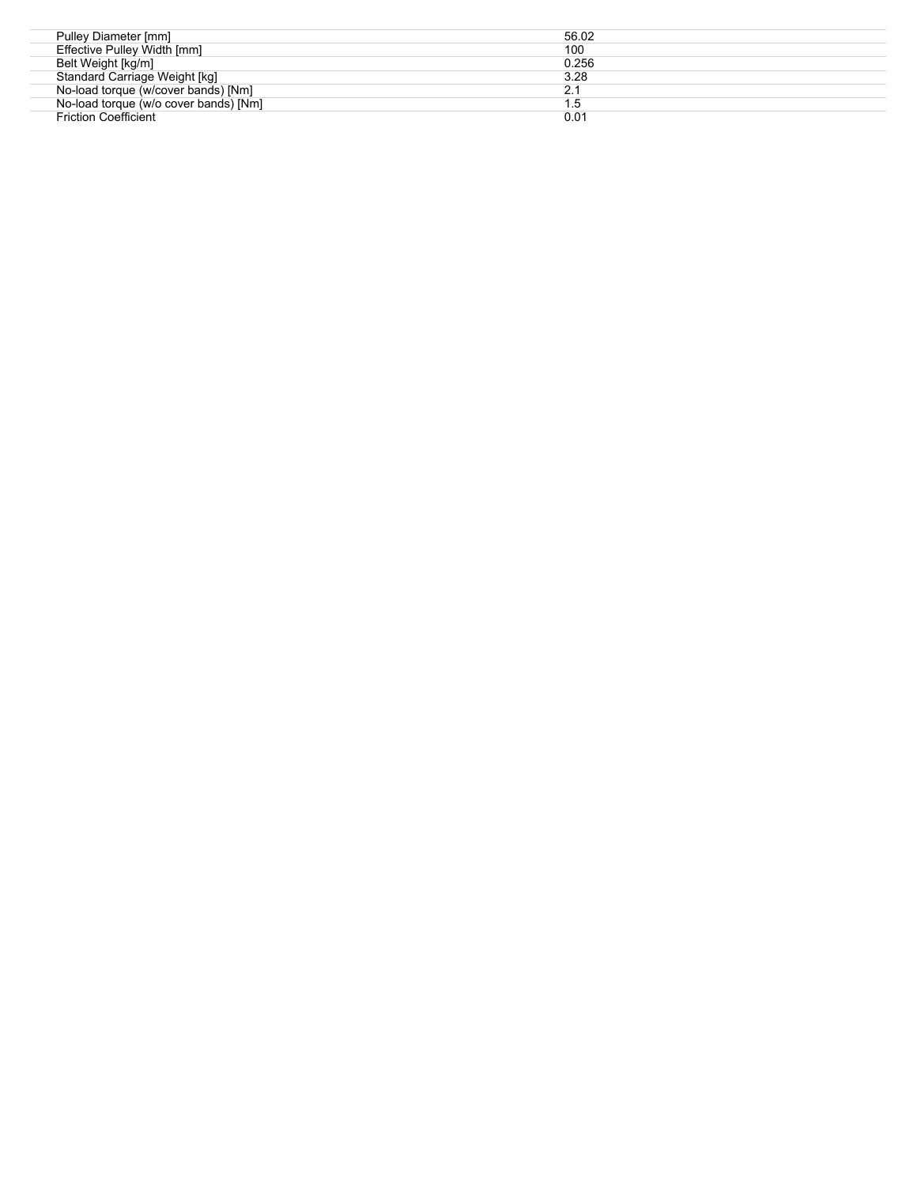| | |
|---|---|
| Pulley Diameter [mm] | 56.02 |
| Effective Pulley Width [mm] | 100 |
| Belt Weight [kg/m] | 0.256 |
| Standard Carriage Weight [kg] | 3.28 |
| No-load torque (w/cover bands) [Nm] | 2.1 |
| No-load torque (w/o cover bands) [Nm] | 1.5 |
| Friction Coefficient | 0.01 |